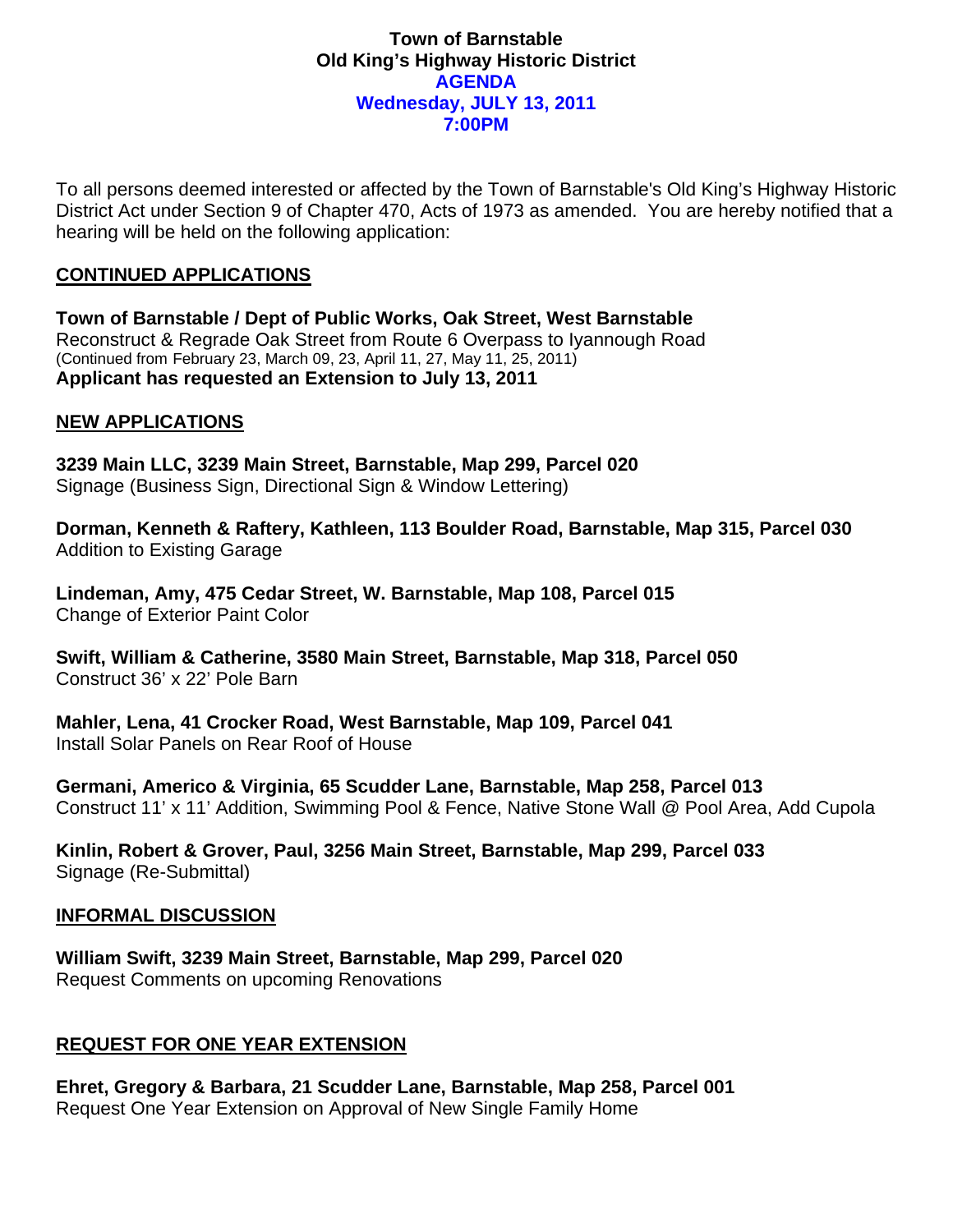# Town of Barnstable
# Old King's Highway Historic District
## AGENDA
## Wednesday, JULY 13, 2011
## 7:00PM

To all persons deemed interested or affected by the Town of Barnstable's Old King's Highway Historic District Act under Section 9 of Chapter 470, Acts of 1973 as amended. You are hereby notified that a hearing will be held on the following application:

## CONTINUED APPLICATIONS

**Town of Barnstable / Dept of Public Works, Oak Street, West Barnstable**
Reconstruct & Regrade Oak Street from Route 6 Overpass to Iyannough Road
(Continued from February 23, March 09, 23, April 11, 27, May 11, 25, 2011)
**Applicant has requested an Extension to July 13, 2011**

## NEW APPLICATIONS

**3239 Main LLC, 3239 Main Street, Barnstable, Map 299, Parcel 020**
Signage (Business Sign, Directional Sign & Window Lettering)

**Dorman, Kenneth & Raftery, Kathleen, 113 Boulder Road, Barnstable, Map 315, Parcel 030**
Addition to Existing Garage

**Lindeman, Amy, 475 Cedar Street, W. Barnstable, Map 108, Parcel 015**
Change of Exterior Paint Color

**Swift, William & Catherine, 3580 Main Street, Barnstable, Map 318, Parcel 050**
Construct 36' x 22' Pole Barn

**Mahler, Lena, 41 Crocker Road, West Barnstable, Map 109, Parcel 041**
Install Solar Panels on Rear Roof of House

**Germani, Americo & Virginia, 65 Scudder Lane, Barnstable, Map 258, Parcel 013**
Construct 11' x 11' Addition, Swimming Pool & Fence, Native Stone Wall @ Pool Area, Add Cupola

**Kinlin, Robert & Grover, Paul, 3256 Main Street, Barnstable, Map 299, Parcel 033**
Signage (Re-Submittal)

## INFORMAL DISCUSSION

**William Swift, 3239 Main Street, Barnstable, Map 299, Parcel 020**
Request Comments on upcoming Renovations

## REQUEST FOR ONE YEAR EXTENSION

**Ehret, Gregory & Barbara, 21 Scudder Lane, Barnstable, Map 258, Parcel 001**
Request One Year Extension on Approval of New Single Family Home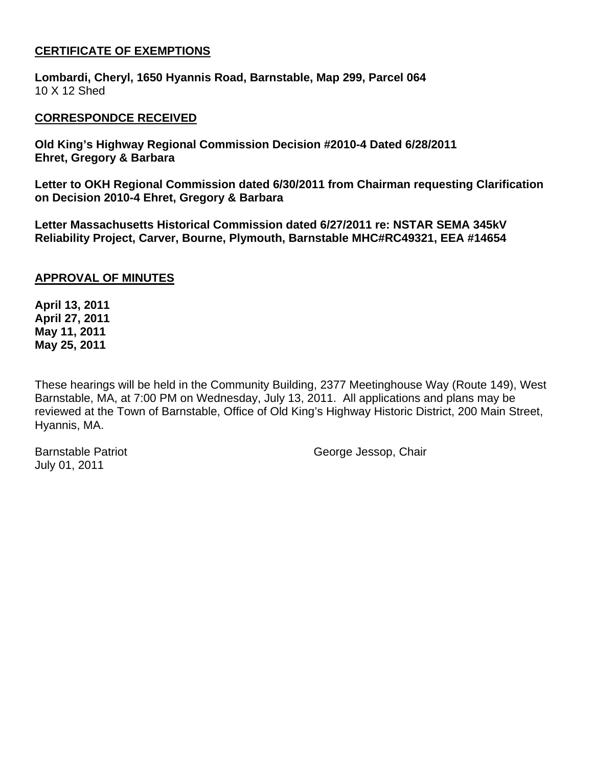## CERTIFICATE OF EXEMPTIONS

**Lombardi, Cheryl, 1650 Hyannis Road, Barnstable, Map 299, Parcel 064**
10 X 12 Shed

## CORRESPONDCE RECEIVED

**Old King's Highway Regional Commission Decision #2010-4 Dated 6/28/2011**
**Ehret, Gregory & Barbara**

**Letter to OKH Regional Commission dated 6/30/2011 from Chairman requesting Clarification on Decision 2010-4 Ehret, Gregory & Barbara**

**Letter Massachusetts Historical Commission dated 6/27/2011 re: NSTAR SEMA 345kV Reliability Project, Carver, Bourne, Plymouth, Barnstable MHC#RC49321, EEA #14654**

## APPROVAL OF MINUTES

**April 13, 2011**
**April 27, 2011**
**May 11, 2011**
**May 25, 2011**

These hearings will be held in the Community Building, 2377 Meetinghouse Way (Route 149), West Barnstable, MA, at 7:00 PM on Wednesday, July 13, 2011. All applications and plans may be reviewed at the Town of Barnstable, Office of Old King's Highway Historic District, 200 Main Street, Hyannis, MA.

Barnstable Patriot
July 01, 2011

George Jessop, Chair